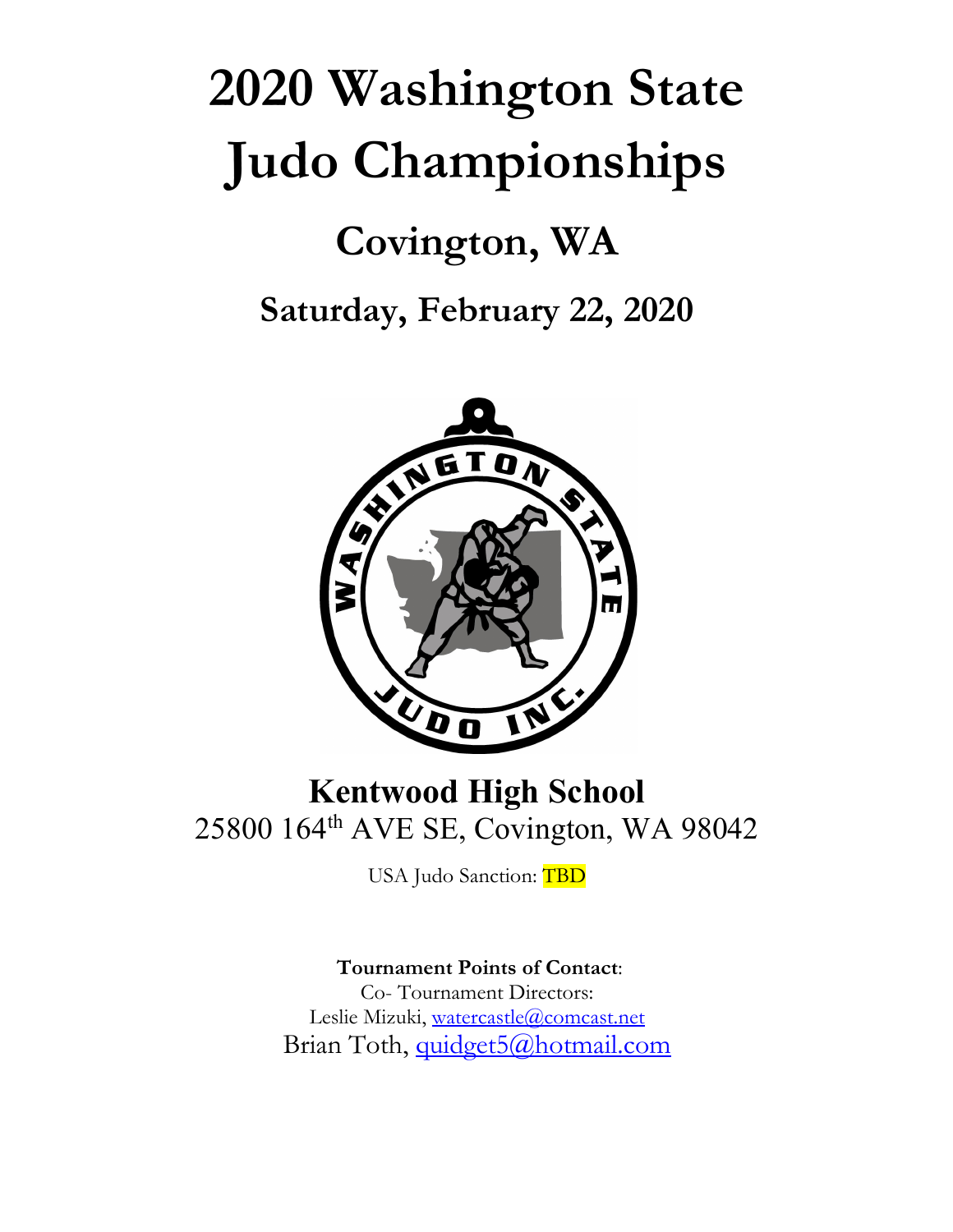# 2020 Washington State Judo Championships

## Covington, WA

### Saturday, February 22, 2020

**Kentwood High School**

25800 164th AVE SE, Covington, WA 98042

USA Judo Sanction: TBD

**Tournament Points of Contact**:

Co- Tournament Directors:

Leslie Mizuki, watercastle@comcast.net

Brian Toth, quidget5@hotmail.com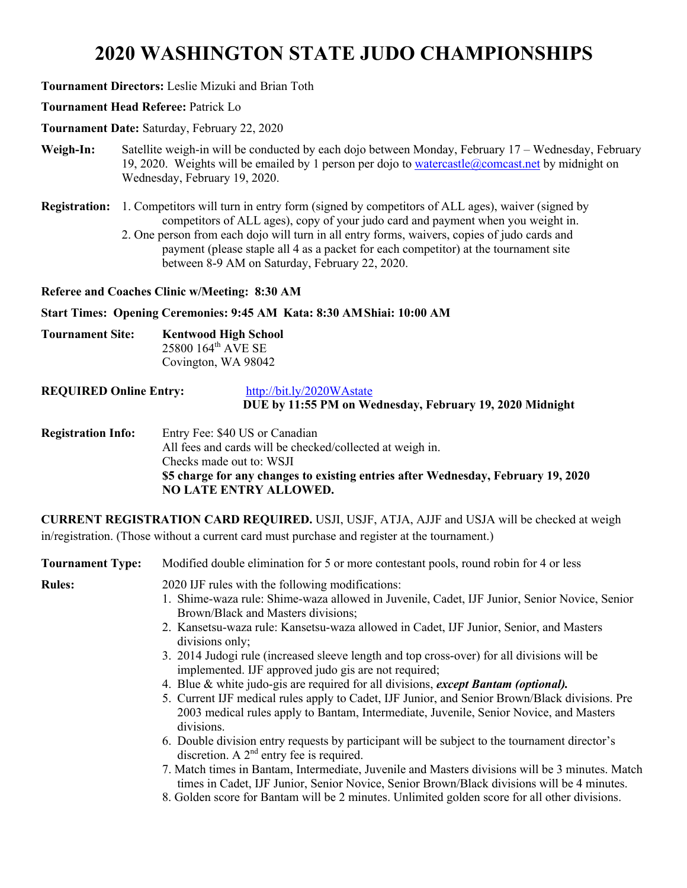# 2020 WASHINGTON STATE JUDO CHAMPIONSHIPS

**Tournament Directors:** Leslie Mizuki and Brian Toth

**Tournament Head Referee:** Patrick Lo

**Tournament Date:** Saturday, February 22, 2020

**Weigh-In:** Satellite weigh-in will be conducted by each dojo between Monday, February 17 – Wednesday, February 19, 2020. Weights will be emailed by 1 person per dojo to watercastle@comcast.net by midnight on Wednesday, February 19, 2020.

**Registration:**
1. Competitors will turn in entry form (signed by competitors of ALL ages), waiver (signed by competitors of ALL ages), copy of your judo card and payment when you weight in.
2. One person from each dojo will turn in all entry forms, waivers, copies of judo cards and payment (please staple all 4 as a packet for each competitor) at the tournament site between 8-9 AM on Saturday, February 22, 2020.

**Referee and Coaches Clinic w/Meeting: 8:30 AM**

**Start Times: Opening Ceremonies: 9:45 AM Kata: 8:30 AM Shiai: 10:00 AM**

**Tournament Site:** **Kentwood High School**
25800 164th AVE SE
Covington, WA 98042

**REQUIRED Online Entry:** http://bit.ly/2020WAstate
**DUE by 11:55 PM on Wednesday, February 19, 2020 Midnight**

**Registration Info:** Entry Fee: $40 US or Canadian
All fees and cards will be checked/collected at weigh in.
Checks made out to: WSJI
**$5 charge for any changes to existing entries after Wednesday, February 19, 2020**
**NO LATE ENTRY ALLOWED.**

**CURRENT REGISTRATION CARD REQUIRED.** USJI, USJF, ATJA, AJJF and USJA will be checked at weigh in/registration. (Those without a current card must purchase and register at the tournament.)

**Tournament Type:** Modified double elimination for 5 or more contestant pools, round robin for 4 or less

**Rules:** 2020 IJF rules with the following modifications:
1. Shime-waza rule: Shime-waza allowed in Juvenile, Cadet, IJF Junior, Senior Novice, Senior Brown/Black and Masters divisions;
2. Kansetsu-waza rule: Kansetsu-waza allowed in Cadet, IJF Junior, Senior, and Masters divisions only;
3. 2014 Judogi rule (increased sleeve length and top cross-over) for all divisions will be implemented. IJF approved judo gis are not required;
4. Blue & white judo-gis are required for all divisions, ***except Bantam (optional).***
5. Current IJF medical rules apply to Cadet, IJF Junior, and Senior Brown/Black divisions. Pre 2003 medical rules apply to Bantam, Intermediate, Juvenile, Senior Novice, and Masters divisions.
6. Double division entry requests by participant will be subject to the tournament director's discretion. A 2nd entry fee is required.
7. Match times in Bantam, Intermediate, Juvenile and Masters divisions will be 3 minutes. Match times in Cadet, IJF Junior, Senior Novice, Senior Brown/Black divisions will be 4 minutes.
8. Golden score for Bantam will be 2 minutes. Unlimited golden score for all other divisions.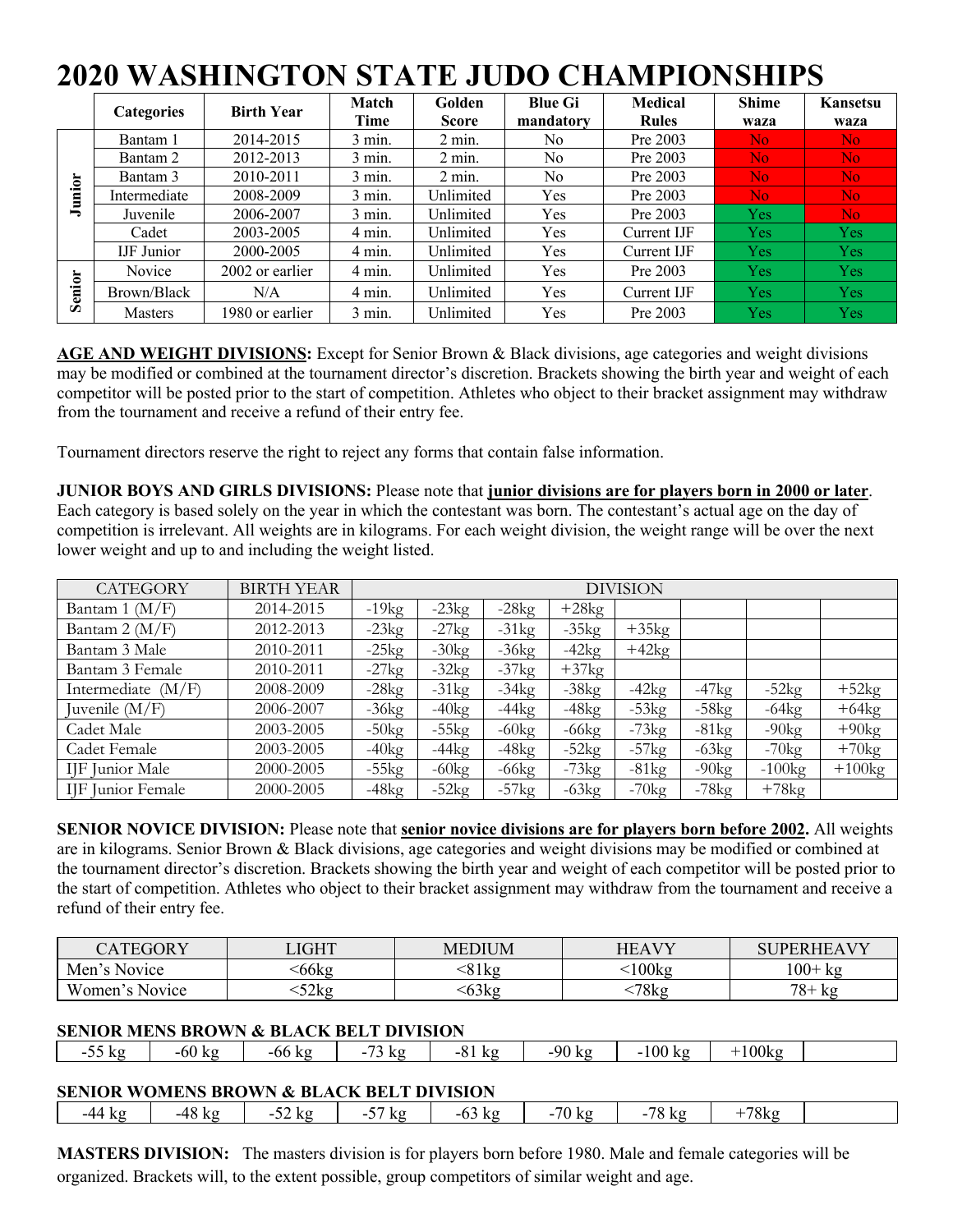# 2020 WASHINGTON STATE JUDO CHAMPIONSHIPS

| | Categories | Birth Year | Match Time | Golden Score | Blue Gi mandatory | Medical Rules | Shime waza | Kansetsu waza |
|---|---|---|---|---|---|---|---|---|
| Junior | Bantam 1 | 2014-2015 | 3 min. | 2 min. | No | Pre 2003 | No | No |
| | Bantam 2 | 2012-2013 | 3 min. | 2 min. | No | Pre 2003 | No | No |
| | Bantam 3 | 2010-2011 | 3 min. | 2 min. | No | Pre 2003 | No | No |
| | Intermediate | 2008-2009 | 3 min. | Unlimited | Yes | Pre 2003 | No | No |
| | Juvenile | 2006-2007 | 3 min. | Unlimited | Yes | Pre 2003 | Yes | No |
| | Cadet | 2003-2005 | 4 min. | Unlimited | Yes | Current IJF | Yes | Yes |
| | IJF Junior | 2000-2005 | 4 min. | Unlimited | Yes | Current IJF | Yes | Yes |
| Senior | Novice | 2002 or earlier | 4 min. | Unlimited | Yes | Pre 2003 | Yes | Yes |
| | Brown/Black | N/A | 4 min. | Unlimited | Yes | Current IJF | Yes | Yes |
| | Masters | 1980 or earlier | 3 min. | Unlimited | Yes | Pre 2003 | Yes | Yes |

**AGE AND WEIGHT DIVISIONS:** Except for Senior Brown & Black divisions, age categories and weight divisions may be modified or combined at the tournament director's discretion. Brackets showing the birth year and weight of each competitor will be posted prior to the start of competition. Athletes who object to their bracket assignment may withdraw from the tournament and receive a refund of their entry fee.

Tournament directors reserve the right to reject any forms that contain false information.

**JUNIOR BOYS AND GIRLS DIVISIONS:** Please note that **junior divisions are for players born in 2000 or later**. Each category is based solely on the year in which the contestant was born. The contestant's actual age on the day of competition is irrelevant. All weights are in kilograms. For each weight division, the weight range will be over the next lower weight and up to and including the weight listed.

| CATEGORY | BIRTH YEAR | DIVISION | | | | | | | |
|---|---|---|---|---|---|---|---|---|---|
| Bantam 1 (M/F) | 2014-2015 | -19kg | -23kg | -28kg | +28kg | | | | |
| Bantam 2 (M/F) | 2012-2013 | -23kg | -27kg | -31kg | -35kg | +35kg | | | |
| Bantam 3 Male | 2010-2011 | -25kg | -30kg | -36kg | -42kg | +42kg | | | |
| Bantam 3 Female | 2010-2011 | -27kg | -32kg | -37kg | +37kg | | | | |
| Intermediate (M/F) | 2008-2009 | -28kg | -31kg | -34kg | -38kg | -42kg | -47kg | -52kg | +52kg |
| Juvenile (M/F) | 2006-2007 | -36kg | -40kg | -44kg | -48kg | -53kg | -58kg | -64kg | +64kg |
| Cadet Male | 2003-2005 | -50kg | -55kg | -60kg | -66kg | -73kg | -81kg | -90kg | +90kg |
| Cadet Female | 2003-2005 | -40kg | -44kg | -48kg | -52kg | -57kg | -63kg | -70kg | +70kg |
| IJF Junior Male | 2000-2005 | -55kg | -60kg | -66kg | -73kg | -81kg | -90kg | -100kg | +100kg |
| IJF Junior Female | 2000-2005 | -48kg | -52kg | -57kg | -63kg | -70kg | -78kg | +78kg | |

**SENIOR NOVICE DIVISION:** Please note that **senior novice divisions are for players born before 2002.** All weights are in kilograms. Senior Brown & Black divisions, age categories and weight divisions may be modified or combined at the tournament director's discretion. Brackets showing the birth year and weight of each competitor will be posted prior to the start of competition. Athletes who object to their bracket assignment may withdraw from the tournament and receive a refund of their entry fee.

| CATEGORY | LIGHT | MEDIUM | HEAVY | SUPERHEAVY |
|---|---|---|---|---|
| Men's Novice | <66kg | <81kg | <100kg | 100+ kg |
| Women's Novice | <52kg | <63kg | <78kg | 78+ kg |

**SENIOR MENS BROWN & BLACK BELT DIVISION**

| | | | | | | | | |
|---|---|---|---|---|---|---|---|---|
| -55 kg | -60 kg | -66 kg | -73 kg | -81 kg | -90 kg | -100 kg | +100kg | |

**SENIOR WOMENS BROWN & BLACK BELT DIVISION**

| | | | | | | | | |
|---|---|---|---|---|---|---|---|---|
| -44 kg | -48 kg | -52 kg | -57 kg | -63 kg | -70 kg | -78 kg | +78kg | |

**MASTERS DIVISION:** The masters division is for players born before 1980. Male and female categories will be organized. Brackets will, to the extent possible, group competitors of similar weight and age.